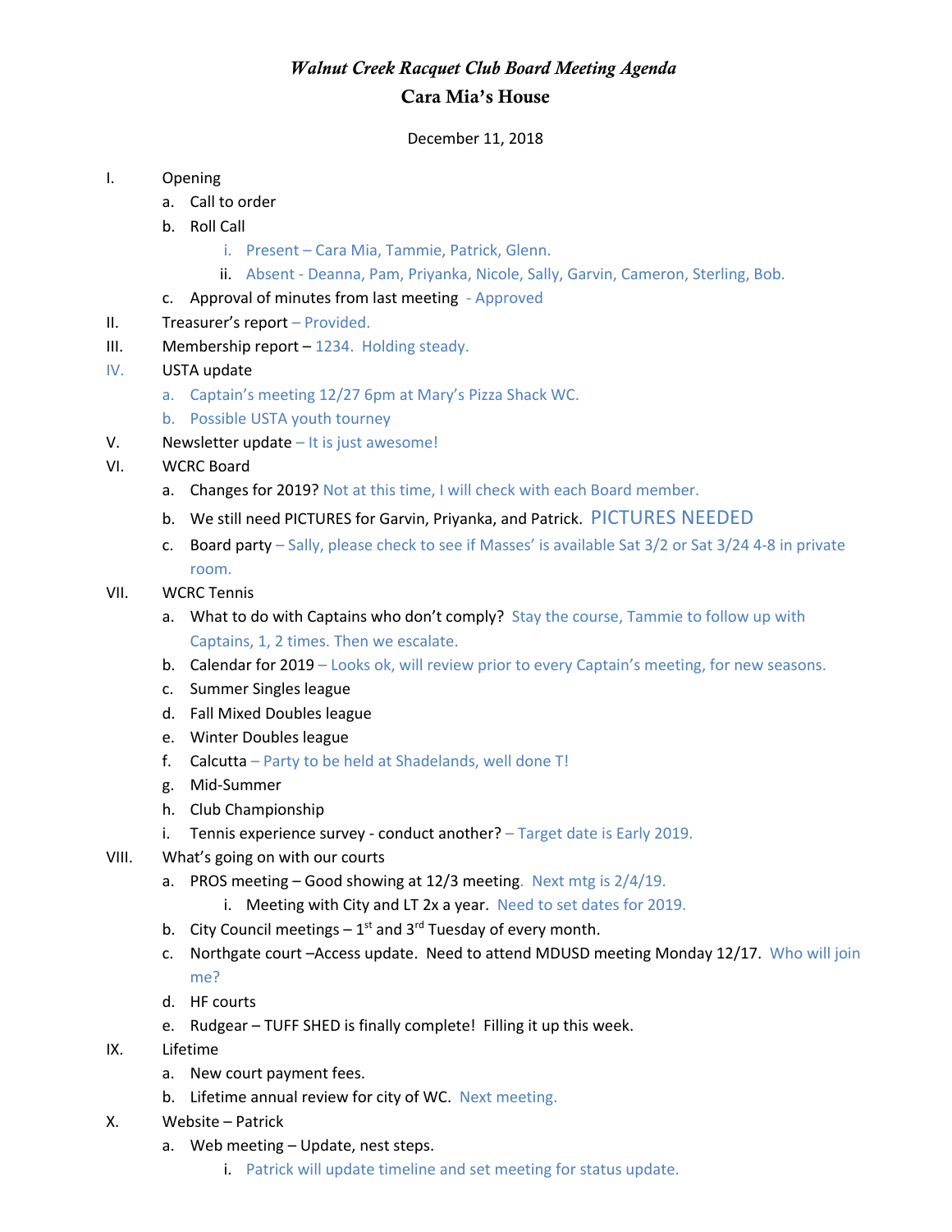# *Walnut Creek Racquet Club Board Meeting Agenda*

## Cara Mia's House

December 11, 2018

I. Opening
   a. Call to order
   b. Roll Call
      i. Present – Cara Mia, Tammie, Patrick, Glenn.
      ii. Absent - Deanna, Pam, Priyanka, Nicole, Sally, Garvin, Cameron, Sterling, Bob.
   c. Approval of minutes from last meeting - Approved

II. Treasurer's report – Provided.

III. Membership report – 1234. Holding steady.

IV. USTA update
   a. Captain's meeting 12/27 6pm at Mary's Pizza Shack WC.
   b. Possible USTA youth tourney

V. Newsletter update – It is just awesome!

VI. WCRC Board
   a. Changes for 2019? Not at this time, I will check with each Board member.
   b. We still need PICTURES for Garvin, Priyanka, and Patrick. PICTURES NEEDED
   c. Board party – Sally, please check to see if Masses' is available Sat 3/2 or Sat 3/24 4-8 in private room.

VII. WCRC Tennis
   a. What to do with Captains who don't comply? Stay the course, Tammie to follow up with Captains, 1, 2 times. Then we escalate.
   b. Calendar for 2019 – Looks ok, will review prior to every Captain's meeting, for new seasons.
   c. Summer Singles league
   d. Fall Mixed Doubles league
   e. Winter Doubles league
   f. Calcutta – Party to be held at Shadelands, well done T!
   g. Mid-Summer
   h. Club Championship
   i. Tennis experience survey - conduct another? – Target date is Early 2019.

VIII. What's going on with our courts
   a. PROS meeting – Good showing at 12/3 meeting. Next mtg is 2/4/19.
      i. Meeting with City and LT 2x a year. Need to set dates for 2019.
   b. City Council meetings – 1st and 3rd Tuesday of every month.
   c. Northgate court –Access update. Need to attend MDUSD meeting Monday 12/17. Who will join me?
   d. HF courts
   e. Rudgear – TUFF SHED is finally complete! Filling it up this week.

IX. Lifetime
   a. New court payment fees.
   b. Lifetime annual review for city of WC. Next meeting.

X. Website – Patrick
   a. Web meeting – Update, nest steps.
      i. Patrick will update timeline and set meeting for status update.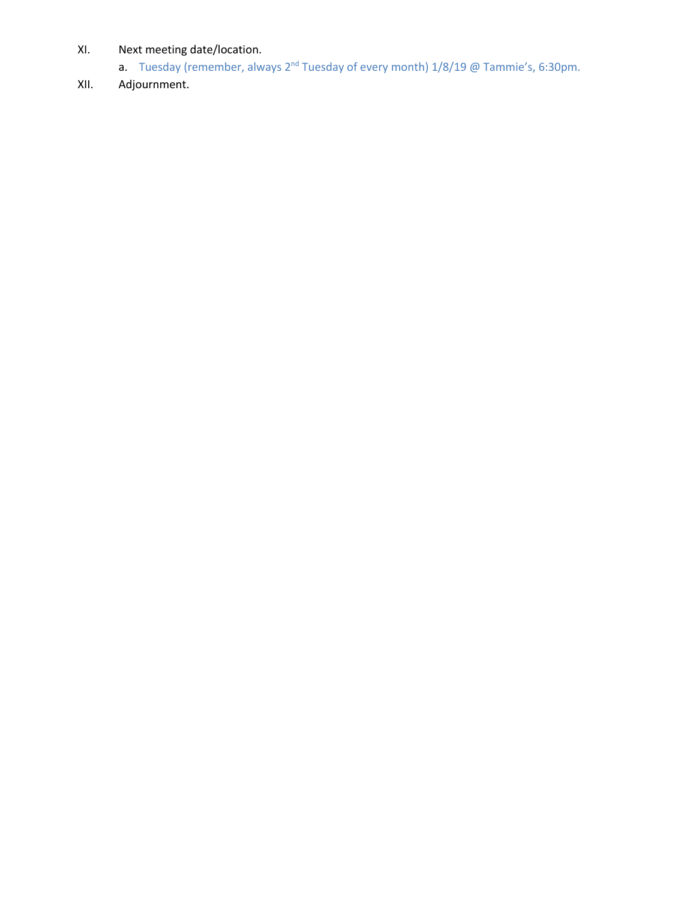XI. Next meeting date/location.

   a. Tuesday (remember, always 2nd Tuesday of every month) 1/8/19 @ Tammie's, 6:30pm.

XII. Adjournment.